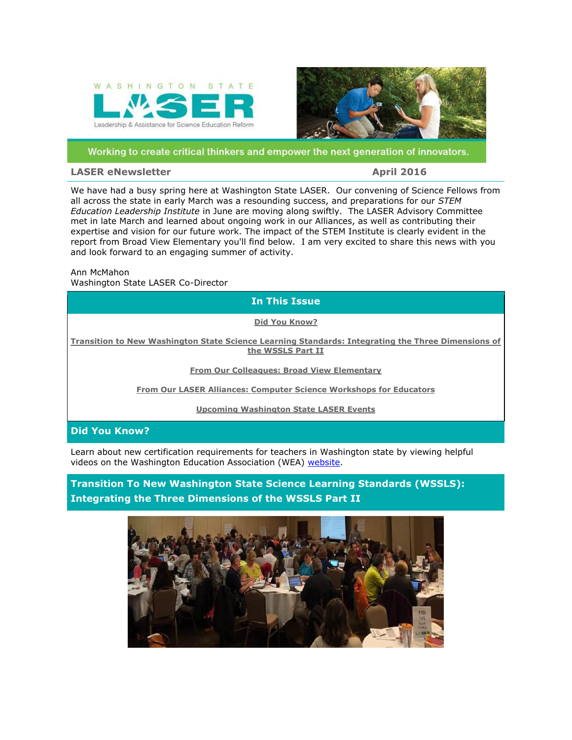WASHINGTON STATE LASER

Leadership & Assistance for Science Education Reform

Working to create critical thinkers and empower the next generation of innovators.

**LASER eNewsletter** **April 2016**

We have had a busy spring here at Washington State LASER. Our convening of Science Fellows from all across the state in early March was a resounding success, and preparations for our *STEM Education Leadership Institute* in June are moving along swiftly. The LASER Advisory Committee met in late March and learned about ongoing work in our Alliances, as well as contributing their expertise and vision for our future work. The impact of the STEM Institute is clearly evident in the report from Broad View Elementary you'll find below. I am very excited to share this news with you and look forward to an engaging summer of activity.

Ann McMahon
Washington State LASER Co-Director

## In This Issue

**Did You Know?**

**Transition to New Washington State Science Learning Standards: Integrating the Three Dimensions of the WSSLS Part II**

**From Our Colleagues: Broad View Elementary**

**From Our LASER Alliances: Computer Science Workshops for Educators**

**Upcoming Washington State LASER Events**

## Did You Know?

Learn about new certification requirements for teachers in Washington state by viewing helpful videos on the Washington Education Association (WEA) website.

## Transition To New Washington State Science Learning Standards (WSSLS): Integrating the Three Dimensions of the WSSLS Part II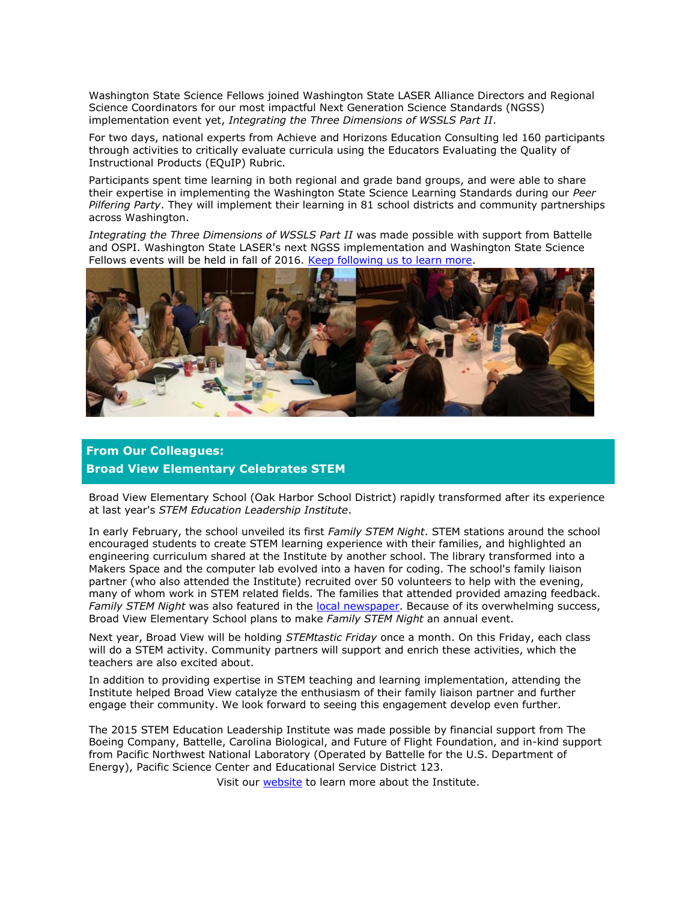Washington State Science Fellows joined Washington State LASER Alliance Directors and Regional Science Coordinators for our most impactful Next Generation Science Standards (NGSS) implementation event yet, *Integrating the Three Dimensions of WSSLS Part II*.

For two days, national experts from Achieve and Horizons Education Consulting led 160 participants through activities to critically evaluate curricula using the Educators Evaluating the Quality of Instructional Products (EQuIP) Rubric.

Participants spent time learning in both regional and grade band groups, and were able to share their expertise in implementing the Washington State Science Learning Standards during our *Peer Pilfering Party*. They will implement their learning in 81 school districts and community partnerships across Washington.

*Integrating the Three Dimensions of WSSLS Part II* was made possible with support from Battelle and OSPI. Washington State LASER's next NGSS implementation and Washington State Science Fellows events will be held in fall of 2016. [Keep following us to learn more](#).

## From Our Colleagues:
## Broad View Elementary Celebrates STEM

Broad View Elementary School (Oak Harbor School District) rapidly transformed after its experience at last year's *STEM Education Leadership Institute*.

In early February, the school unveiled its first *Family STEM Night*. STEM stations around the school encouraged students to create STEM learning experience with their families, and highlighted an engineering curriculum shared at the Institute by another school. The library transformed into a Makers Space and the computer lab evolved into a haven for coding. The school's family liaison partner (who also attended the Institute) recruited over 50 volunteers to help with the evening, many of whom work in STEM related fields. The families that attended provided amazing feedback. *Family STEM Night* was also featured in the [local newspaper](#). Because of its overwhelming success, Broad View Elementary School plans to make *Family STEM Night* an annual event.

Next year, Broad View will be holding *STEMtastic Friday* once a month. On this Friday, each class will do a STEM activity. Community partners will support and enrich these activities, which the teachers are also excited about.

In addition to providing expertise in STEM teaching and learning implementation, attending the Institute helped Broad View catalyze the enthusiasm of their family liaison partner and further engage their community. We look forward to seeing this engagement develop even further.

The 2015 STEM Education Leadership Institute was made possible by financial support from The Boeing Company, Battelle, Carolina Biological, and Future of Flight Foundation, and in-kind support from Pacific Northwest National Laboratory (Operated by Battelle for the U.S. Department of Energy), Pacific Science Center and Educational Service District 123.

Visit our [website](#) to learn more about the Institute.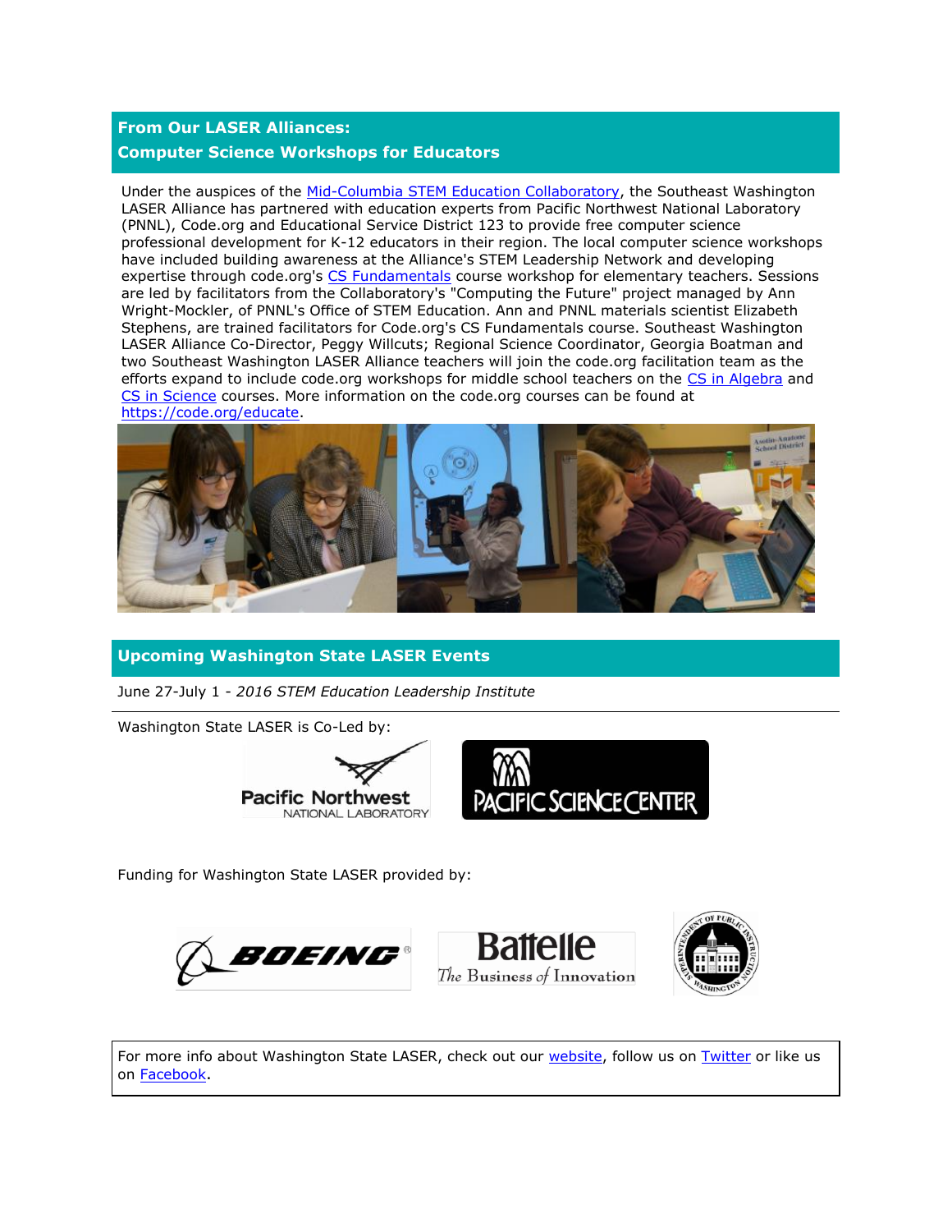## From Our LASER Alliances:
## Computer Science Workshops for Educators

Under the auspices of the Mid-Columbia STEM Education Collaboratory, the Southeast Washington LASER Alliance has partnered with education experts from Pacific Northwest National Laboratory (PNNL), Code.org and Educational Service District 123 to provide free computer science professional development for K-12 educators in their region. The local computer science workshops have included building awareness at the Alliance's STEM Leadership Network and developing expertise through code.org's CS Fundamentals course workshop for elementary teachers. Sessions are led by facilitators from the Collaboratory's "Computing the Future" project managed by Ann Wright-Mockler, of PNNL's Office of STEM Education. Ann and PNNL materials scientist Elizabeth Stephens, are trained facilitators for Code.org's CS Fundamentals course. Southeast Washington LASER Alliance Co-Director, Peggy Willcuts; Regional Science Coordinator, Georgia Boatman and two Southeast Washington LASER Alliance teachers will join the code.org facilitation team as the efforts expand to include code.org workshops for middle school teachers on the CS in Algebra and CS in Science courses. More information on the code.org courses can be found at https://code.org/educate.

## Upcoming Washington State LASER Events

June 27-July 1 - *2016 STEM Education Leadership Institute*

---

Washington State LASER is Co-Led by:

Pacific Northwest NATIONAL LABORATORY

PACIFIC SCIENCE CENTER

Funding for Washington State LASER provided by:

BOEING

Battelle The Business of Innovation

SUPERINTENDENT OF PUBLIC INSTRUCTION WASHINGTON

---

For more info about Washington State LASER, check out our website, follow us on Twitter or like us on Facebook.